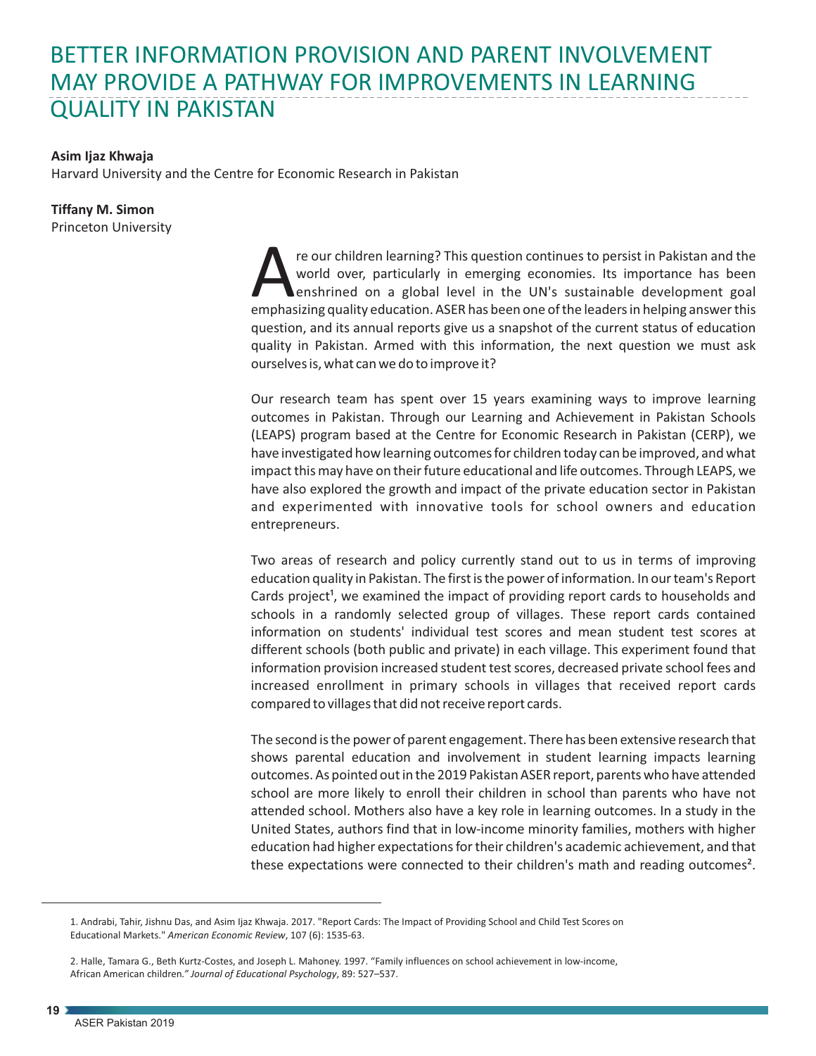# BETTER INFORMATION PROVISION AND PARENT INVOLVEMENT MAY PROVIDE A PATHWAY FOR IMPROVEMENTS IN LEARNING QUALITY IN PAKISTAN

**Asim Ijaz Khwaja**
Harvard University and the Centre for Economic Research in Pakistan

**Tiffany M. Simon**
Princeton University

Are our children learning? This question continues to persist in Pakistan and the world over, particularly in emerging economies. Its importance has been enshrined on a global level in the UN's sustainable development goal emphasizing quality education. ASER has been one of the leaders in helping answer this question, and its annual reports give us a snapshot of the current status of education quality in Pakistan. Armed with this information, the next question we must ask ourselves is, what can we do to improve it?

Our research team has spent over 15 years examining ways to improve learning outcomes in Pakistan. Through our Learning and Achievement in Pakistan Schools (LEAPS) program based at the Centre for Economic Research in Pakistan (CERP), we have investigated how learning outcomes for children today can be improved, and what impact this may have on their future educational and life outcomes. Through LEAPS, we have also explored the growth and impact of the private education sector in Pakistan and experimented with innovative tools for school owners and education entrepreneurs.

Two areas of research and policy currently stand out to us in terms of improving education quality in Pakistan. The first is the power of information. In our team's Report Cards project[1], we examined the impact of providing report cards to households and schools in a randomly selected group of villages. These report cards contained information on students' individual test scores and mean student test scores at different schools (both public and private) in each village. This experiment found that information provision increased student test scores, decreased private school fees and increased enrollment in primary schools in villages that received report cards compared to villages that did not receive report cards.

The second is the power of parent engagement. There has been extensive research that shows parental education and involvement in student learning impacts learning outcomes. As pointed out in the 2019 Pakistan ASER report, parents who have attended school are more likely to enroll their children in school than parents who have not attended school. Mothers also have a key role in learning outcomes. In a study in the United States, authors find that in low-income minority families, mothers with higher education had higher expectations for their children's academic achievement, and that these expectations were connected to their children's math and reading outcomes[2].

---

1. Andrabi, Tahir, Jishnu Das, and Asim Ijaz Khwaja. 2017. "Report Cards: The Impact of Providing School and Child Test Scores on Educational Markets." *American Economic Review*, 107 (6): 1535-63.

2. Halle, Tamara G., Beth Kurtz-Costes, and Joseph L. Mahoney. 1997. "Family influences on school achievement in low-income, African American children." *Journal of Educational Psychology*, 89: 527–537.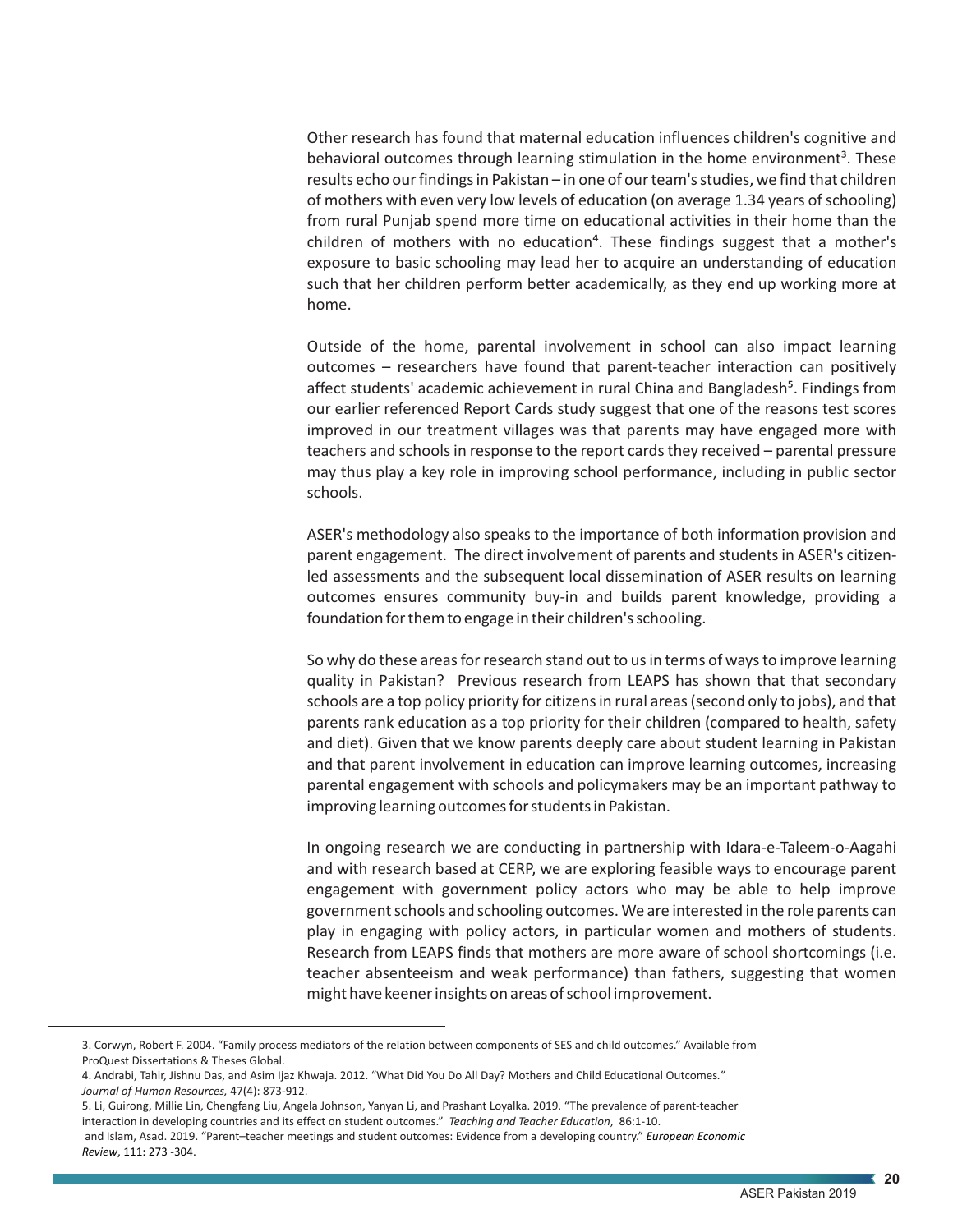Other research has found that maternal education influences children's cognitive and behavioral outcomes through learning stimulation in the home environment[3]. These results echo our findings in Pakistan – in one of our team's studies, we find that children of mothers with even very low levels of education (on average 1.34 years of schooling) from rural Punjab spend more time on educational activities in their home than the children of mothers with no education[4]. These findings suggest that a mother's exposure to basic schooling may lead her to acquire an understanding of education such that her children perform better academically, as they end up working more at home.

Outside of the home, parental involvement in school can also impact learning outcomes – researchers have found that parent-teacher interaction can positively affect students' academic achievement in rural China and Bangladesh[5]. Findings from our earlier referenced Report Cards study suggest that one of the reasons test scores improved in our treatment villages was that parents may have engaged more with teachers and schools in response to the report cards they received – parental pressure may thus play a key role in improving school performance, including in public sector schools.

ASER's methodology also speaks to the importance of both information provision and parent engagement. The direct involvement of parents and students in ASER's citizen-led assessments and the subsequent local dissemination of ASER results on learning outcomes ensures community buy-in and builds parent knowledge, providing a foundation for them to engage in their children's schooling.

So why do these areas for research stand out to us in terms of ways to improve learning quality in Pakistan? Previous research from LEAPS has shown that that secondary schools are a top policy priority for citizens in rural areas (second only to jobs), and that parents rank education as a top priority for their children (compared to health, safety and diet). Given that we know parents deeply care about student learning in Pakistan and that parent involvement in education can improve learning outcomes, increasing parental engagement with schools and policymakers may be an important pathway to improving learning outcomes for students in Pakistan.

In ongoing research we are conducting in partnership with Idara-e-Taleem-o-Aagahi and with research based at CERP, we are exploring feasible ways to encourage parent engagement with government policy actors who may be able to help improve government schools and schooling outcomes. We are interested in the role parents can play in engaging with policy actors, in particular women and mothers of students. Research from LEAPS finds that mothers are more aware of school shortcomings (i.e. teacher absenteeism and weak performance) than fathers, suggesting that women might have keener insights on areas of school improvement.

---

3. Corwyn, Robert F. 2004. "Family process mediators of the relation between components of SES and child outcomes." Available from ProQuest Dissertations & Theses Global.

4. Andrabi, Tahir, Jishnu Das, and Asim Ijaz Khwaja. 2012. "What Did You Do All Day? Mothers and Child Educational Outcomes." *Journal of Human Resources,* 47(4): 873-912.

5. Li, Guirong, Millie Lin, Chengfang Liu, Angela Johnson, Yanyan Li, and Prashant Loyalka. 2019. "The prevalence of parent-teacher interaction in developing countries and its effect on student outcomes." *Teaching and Teacher Education*, 86:1-10.
and Islam, Asad. 2019. "Parent–teacher meetings and student outcomes: Evidence from a developing country." *European Economic Review*, 111: 273 -304.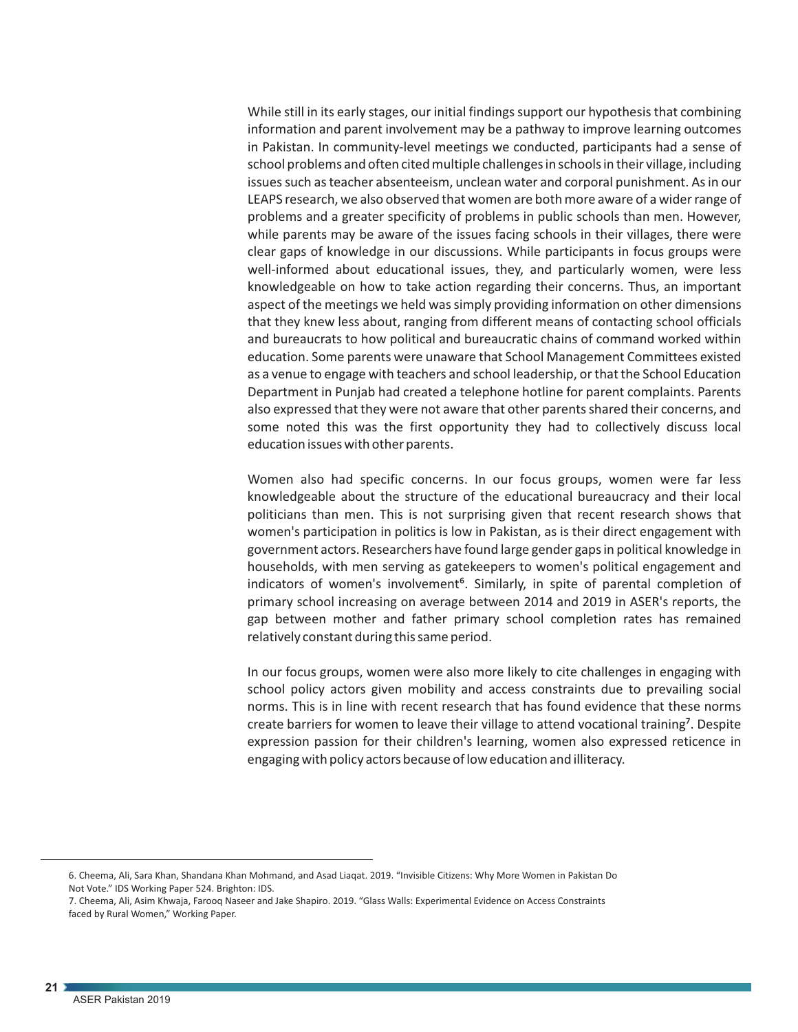While still in its early stages, our initial findings support our hypothesis that combining information and parent involvement may be a pathway to improve learning outcomes in Pakistan. In community-level meetings we conducted, participants had a sense of school problems and often cited multiple challenges in schools in their village, including issues such as teacher absenteeism, unclean water and corporal punishment. As in our LEAPS research, we also observed that women are both more aware of a wider range of problems and a greater specificity of problems in public schools than men. However, while parents may be aware of the issues facing schools in their villages, there were clear gaps of knowledge in our discussions. While participants in focus groups were well-informed about educational issues, they, and particularly women, were less knowledgeable on how to take action regarding their concerns. Thus, an important aspect of the meetings we held was simply providing information on other dimensions that they knew less about, ranging from different means of contacting school officials and bureaucrats to how political and bureaucratic chains of command worked within education. Some parents were unaware that School Management Committees existed as a venue to engage with teachers and school leadership, or that the School Education Department in Punjab had created a telephone hotline for parent complaints. Parents also expressed that they were not aware that other parents shared their concerns, and some noted this was the first opportunity they had to collectively discuss local education issues with other parents.

Women also had specific concerns. In our focus groups, women were far less knowledgeable about the structure of the educational bureaucracy and their local politicians than men. This is not surprising given that recent research shows that women's participation in politics is low in Pakistan, as is their direct engagement with government actors. Researchers have found large gender gaps in political knowledge in households, with men serving as gatekeepers to women's political engagement and indicators of women's involvement[6]. Similarly, in spite of parental completion of primary school increasing on average between 2014 and 2019 in ASER's reports, the gap between mother and father primary school completion rates has remained relatively constant during this same period.

In our focus groups, women were also more likely to cite challenges in engaging with school policy actors given mobility and access constraints due to prevailing social norms. This is in line with recent research that has found evidence that these norms create barriers for women to leave their village to attend vocational training[7]. Despite expression passion for their children's learning, women also expressed reticence in engaging with policy actors because of low education and illiteracy.

---

6. Cheema, Ali, Sara Khan, Shandana Khan Mohmand, and Asad Liaqat. 2019. "Invisible Citizens: Why More Women in Pakistan Do Not Vote." IDS Working Paper 524. Brighton: IDS.

7. Cheema, Ali, Asim Khwaja, Farooq Naseer and Jake Shapiro. 2019. "Glass Walls: Experimental Evidence on Access Constraints faced by Rural Women," Working Paper.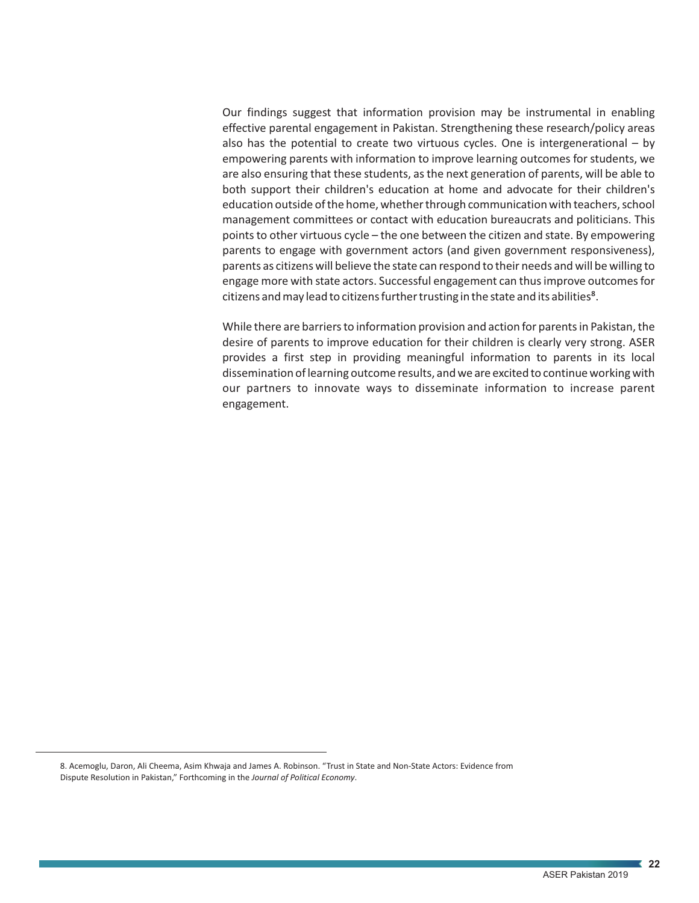Our findings suggest that information provision may be instrumental in enabling effective parental engagement in Pakistan. Strengthening these research/policy areas also has the potential to create two virtuous cycles. One is intergenerational – by empowering parents with information to improve learning outcomes for students, we are also ensuring that these students, as the next generation of parents, will be able to both support their children's education at home and advocate for their children's education outside of the home, whether through communication with teachers, school management committees or contact with education bureaucrats and politicians. This points to other virtuous cycle – the one between the citizen and state. By empowering parents to engage with government actors (and given government responsiveness), parents as citizens will believe the state can respond to their needs and will be willing to engage more with state actors. Successful engagement can thus improve outcomes for citizens and may lead to citizens further trusting in the state and its abilities[8].

While there are barriers to information provision and action for parents in Pakistan, the desire of parents to improve education for their children is clearly very strong. ASER provides a first step in providing meaningful information to parents in its local dissemination of learning outcome results, and we are excited to continue working with our partners to innovate ways to disseminate information to increase parent engagement.

---

8. Acemoglu, Daron, Ali Cheema, Asim Khwaja and James A. Robinson. "Trust in State and Non-State Actors: Evidence from Dispute Resolution in Pakistan," Forthcoming in the *Journal of Political Economy*.